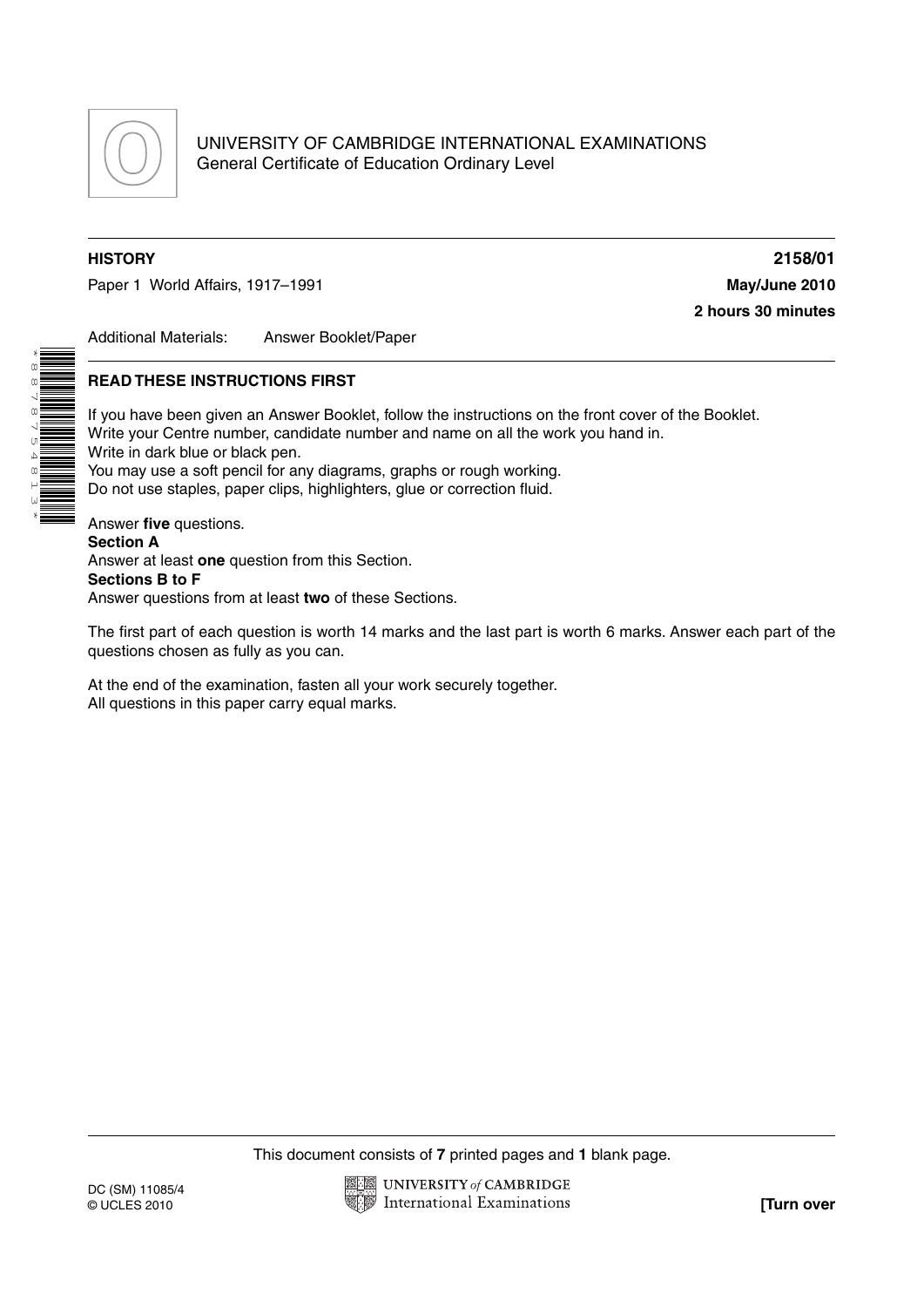UNIVERSITY OF CAMBRIDGE INTERNATIONAL EXAMINATIONS
General Certificate of Education Ordinary Level

**HISTORY** **2158/01**

Paper 1 World Affairs, 1917–1991 **May/June 2010**

**2 hours 30 minutes**

Additional Materials: Answer Booklet/Paper

## READ THESE INSTRUCTIONS FIRST

If you have been given an Answer Booklet, follow the instructions on the front cover of the Booklet.
Write your Centre number, candidate number and name on all the work you hand in.
Write in dark blue or black pen.
You may use a soft pencil for any diagrams, graphs or rough working.
Do not use staples, paper clips, highlighters, glue or correction fluid.

Answer **five** questions.
**Section A**
Answer at least **one** question from this Section.
**Sections B to F**
Answer questions from at least **two** of these Sections.

The first part of each question is worth 14 marks and the last part is worth 6 marks. Answer each part of the questions chosen as fully as you can.

At the end of the examination, fasten all your work securely together.
All questions in this paper carry equal marks.

This document consists of **7** printed pages and **1** blank page.

DC (SM) 11085/4
© UCLES 2010

**[Turn over**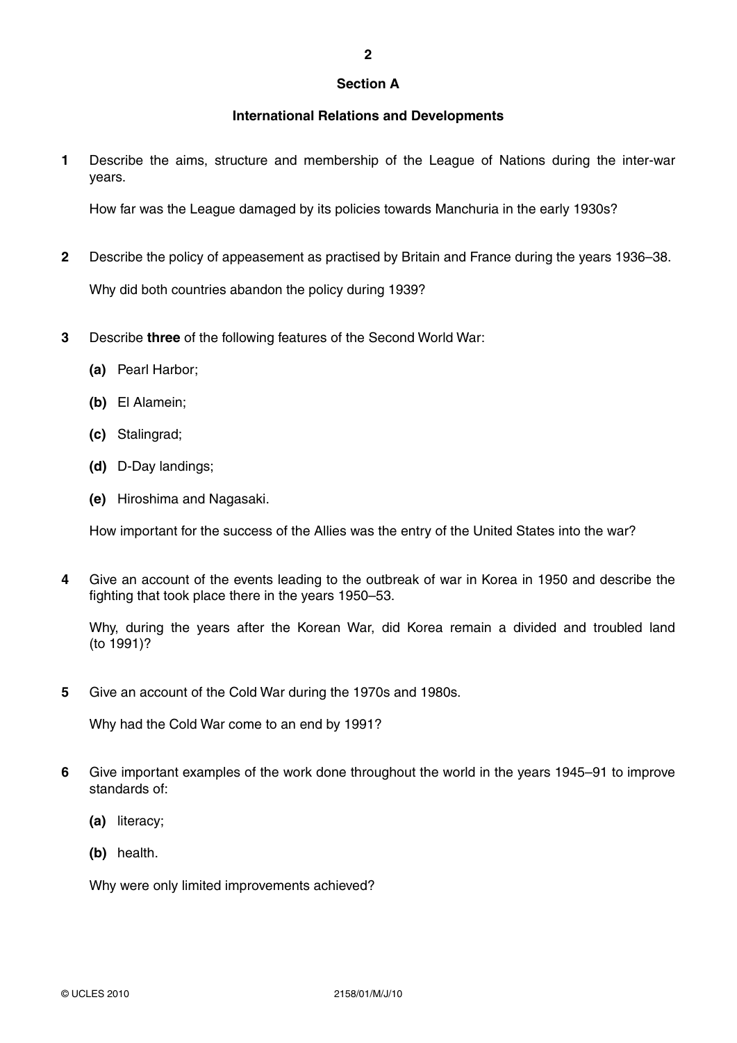## Section A

### International Relations and Developments

**1** Describe the aims, structure and membership of the League of Nations during the inter-war years.

How far was the League damaged by its policies towards Manchuria in the early 1930s?

**2** Describe the policy of appeasement as practised by Britain and France during the years 1936–38.

Why did both countries abandon the policy during 1939?

**3** Describe **three** of the following features of the Second World War:

**(a)** Pearl Harbor;

**(b)** El Alamein;

**(c)** Stalingrad;

**(d)** D-Day landings;

**(e)** Hiroshima and Nagasaki.

How important for the success of the Allies was the entry of the United States into the war?

**4** Give an account of the events leading to the outbreak of war in Korea in 1950 and describe the fighting that took place there in the years 1950–53.

Why, during the years after the Korean War, did Korea remain a divided and troubled land (to 1991)?

**5** Give an account of the Cold War during the 1970s and 1980s.

Why had the Cold War come to an end by 1991?

**6** Give important examples of the work done throughout the world in the years 1945–91 to improve standards of:

**(a)** literacy;

**(b)** health.

Why were only limited improvements achieved?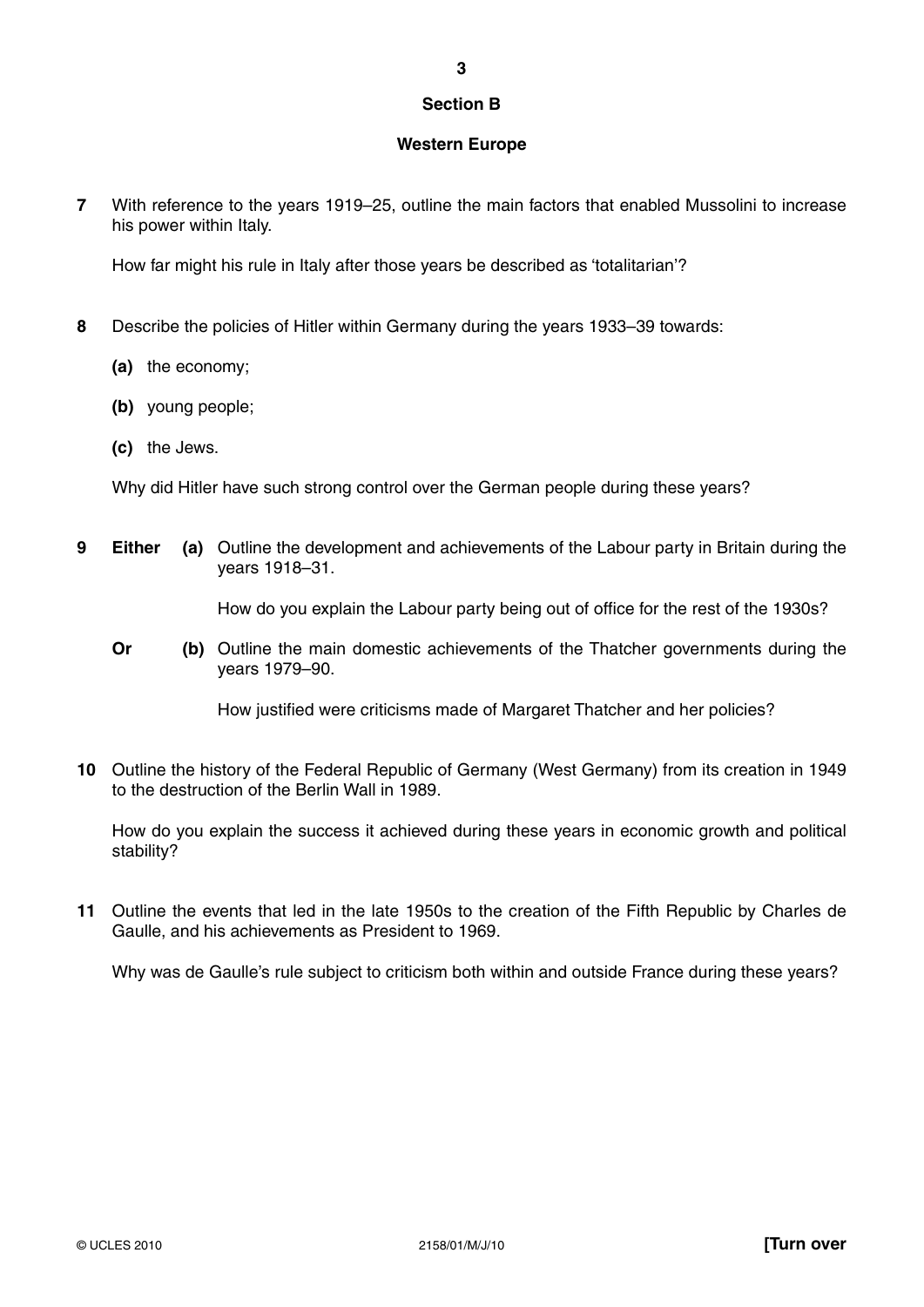## Section B

## Western Europe

**7** With reference to the years 1919–25, outline the main factors that enabled Mussolini to increase his power within Italy.

How far might his rule in Italy after those years be described as 'totalitarian'?

**8** Describe the policies of Hitler within Germany during the years 1933–39 towards:

**(a)** the economy;

**(b)** young people;

**(c)** the Jews.

Why did Hitler have such strong control over the German people during these years?

**9** **Either** **(a)** Outline the development and achievements of the Labour party in Britain during the years 1918–31.

How do you explain the Labour party being out of office for the rest of the 1930s?

**Or** **(b)** Outline the main domestic achievements of the Thatcher governments during the years 1979–90.

How justified were criticisms made of Margaret Thatcher and her policies?

**10** Outline the history of the Federal Republic of Germany (West Germany) from its creation in 1949 to the destruction of the Berlin Wall in 1989.

How do you explain the success it achieved during these years in economic growth and political stability?

**11** Outline the events that led in the late 1950s to the creation of the Fifth Republic by Charles de Gaulle, and his achievements as President to 1969.

Why was de Gaulle's rule subject to criticism both within and outside France during these years?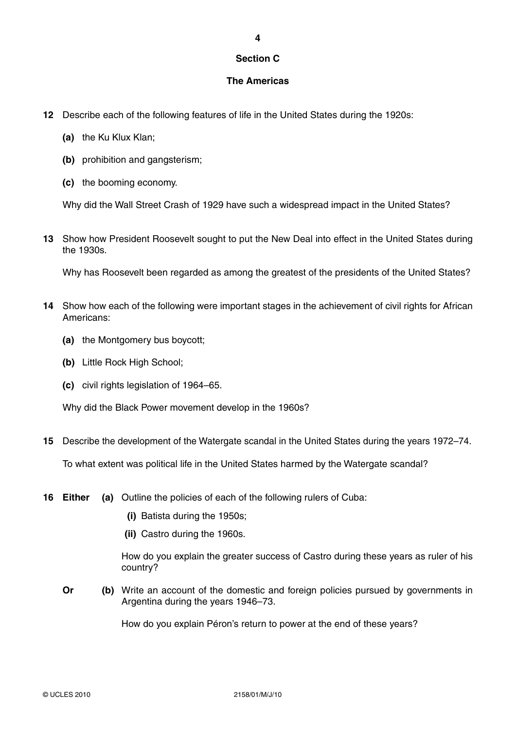## Section C

## The Americas

**12** Describe each of the following features of life in the United States during the 1920s:

**(a)** the Ku Klux Klan;

**(b)** prohibition and gangsterism;

**(c)** the booming economy.

Why did the Wall Street Crash of 1929 have such a widespread impact in the United States?

**13** Show how President Roosevelt sought to put the New Deal into effect in the United States during the 1930s.

Why has Roosevelt been regarded as among the greatest of the presidents of the United States?

**14** Show how each of the following were important stages in the achievement of civil rights for African Americans:

**(a)** the Montgomery bus boycott;

**(b)** Little Rock High School;

**(c)** civil rights legislation of 1964–65.

Why did the Black Power movement develop in the 1960s?

**15** Describe the development of the Watergate scandal in the United States during the years 1972–74.

To what extent was political life in the United States harmed by the Watergate scandal?

**16** **Either** **(a)** Outline the policies of each of the following rulers of Cuba:

**(i)** Batista during the 1950s;

**(ii)** Castro during the 1960s.

How do you explain the greater success of Castro during these years as ruler of his country?

**Or** **(b)** Write an account of the domestic and foreign policies pursued by governments in Argentina during the years 1946–73.

How do you explain Péron's return to power at the end of these years?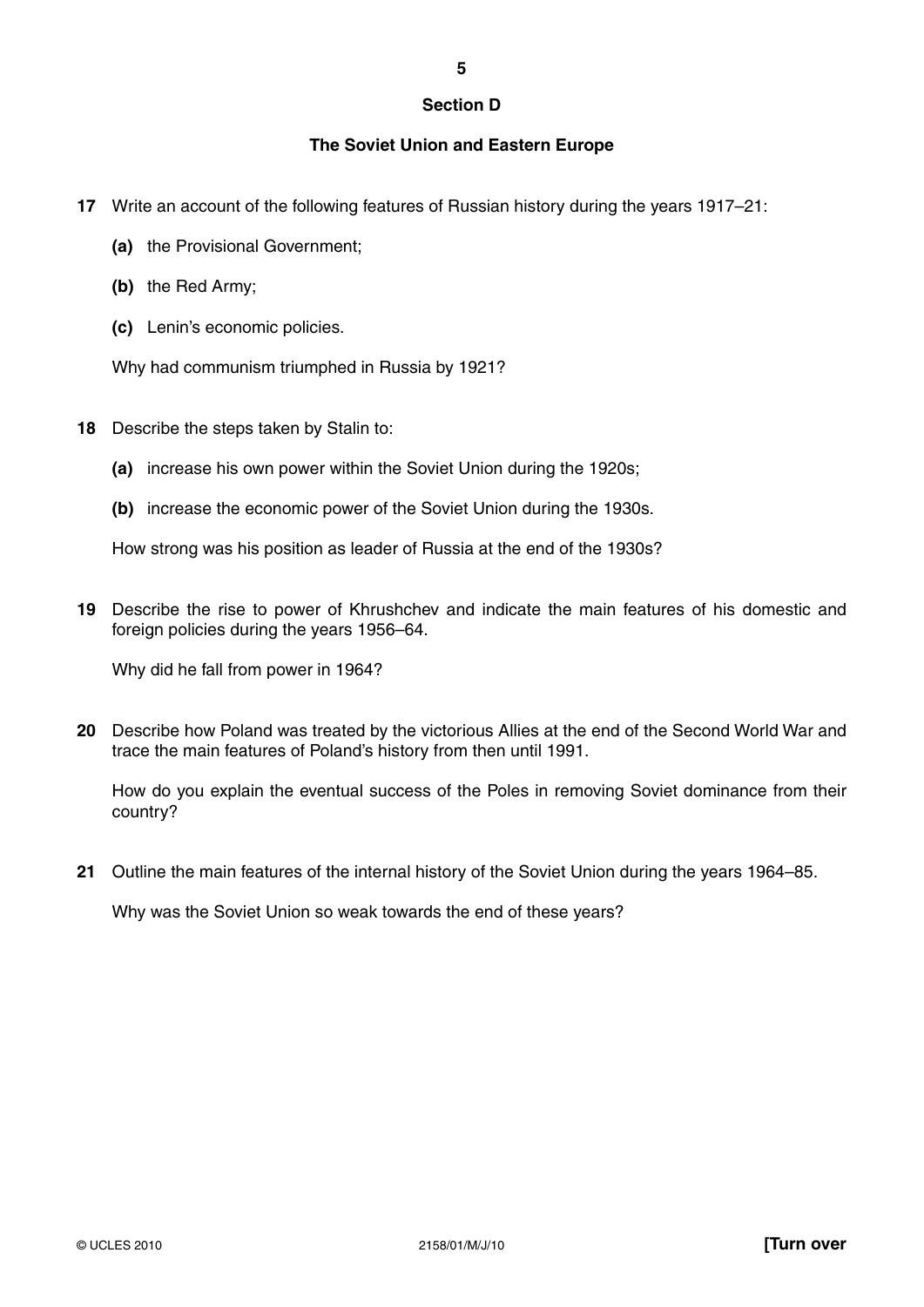## Section D

### The Soviet Union and Eastern Europe

**17** Write an account of the following features of Russian history during the years 1917–21:

- **(a)** the Provisional Government;
- **(b)** the Red Army;
- **(c)** Lenin's economic policies.

Why had communism triumphed in Russia by 1921?

**18** Describe the steps taken by Stalin to:

- **(a)** increase his own power within the Soviet Union during the 1920s;
- **(b)** increase the economic power of the Soviet Union during the 1930s.

How strong was his position as leader of Russia at the end of the 1930s?

**19** Describe the rise to power of Khrushchev and indicate the main features of his domestic and foreign policies during the years 1956–64.

Why did he fall from power in 1964?

**20** Describe how Poland was treated by the victorious Allies at the end of the Second World War and trace the main features of Poland's history from then until 1991.

How do you explain the eventual success of the Poles in removing Soviet dominance from their country?

**21** Outline the main features of the internal history of the Soviet Union during the years 1964–85.

Why was the Soviet Union so weak towards the end of these years?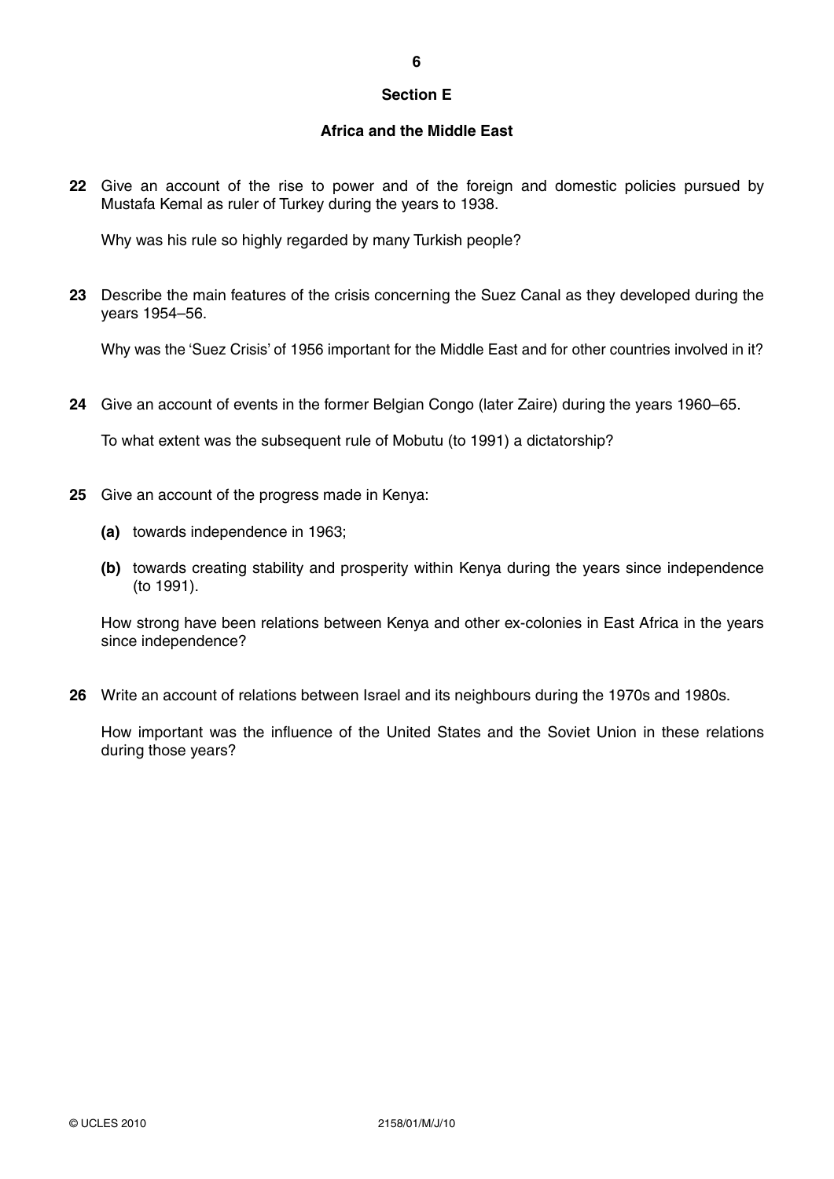## Section E

## Africa and the Middle East

**22** Give an account of the rise to power and of the foreign and domestic policies pursued by Mustafa Kemal as ruler of Turkey during the years to 1938.

Why was his rule so highly regarded by many Turkish people?

**23** Describe the main features of the crisis concerning the Suez Canal as they developed during the years 1954–56.

Why was the 'Suez Crisis' of 1956 important for the Middle East and for other countries involved in it?

**24** Give an account of events in the former Belgian Congo (later Zaire) during the years 1960–65.

To what extent was the subsequent rule of Mobutu (to 1991) a dictatorship?

**25** Give an account of the progress made in Kenya:

**(a)** towards independence in 1963;

**(b)** towards creating stability and prosperity within Kenya during the years since independence (to 1991).

How strong have been relations between Kenya and other ex-colonies in East Africa in the years since independence?

**26** Write an account of relations between Israel and its neighbours during the 1970s and 1980s.

How important was the influence of the United States and the Soviet Union in these relations during those years?

© UCLES 2010 2158/01/M/J/10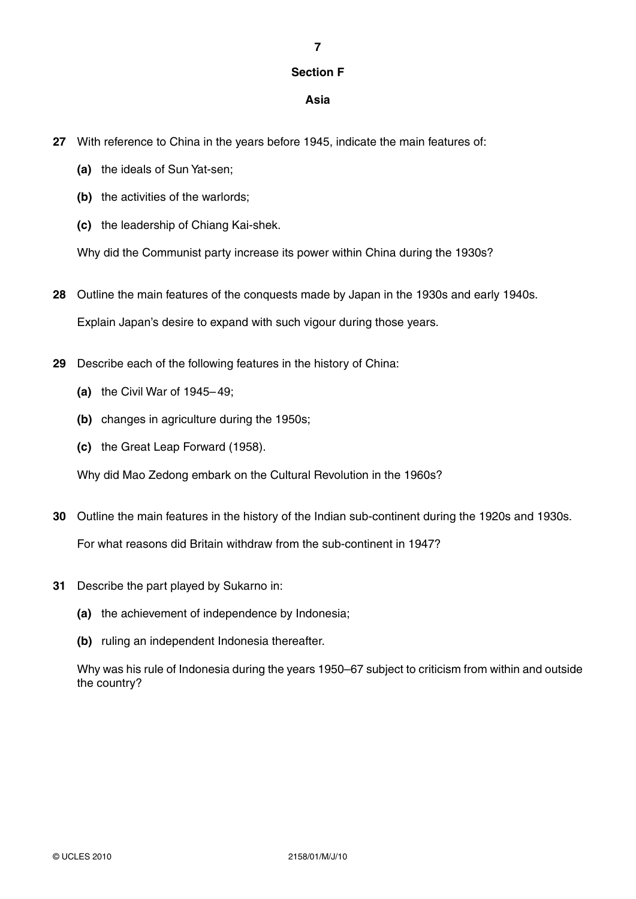## Section F

## Asia

**27** With reference to China in the years before 1945, indicate the main features of:

**(a)** the ideals of Sun Yat-sen;

**(b)** the activities of the warlords;

**(c)** the leadership of Chiang Kai-shek.

Why did the Communist party increase its power within China during the 1930s?

**28** Outline the main features of the conquests made by Japan in the 1930s and early 1940s.

Explain Japan's desire to expand with such vigour during those years.

**29** Describe each of the following features in the history of China:

**(a)** the Civil War of 1945–49;

**(b)** changes in agriculture during the 1950s;

**(c)** the Great Leap Forward (1958).

Why did Mao Zedong embark on the Cultural Revolution in the 1960s?

**30** Outline the main features in the history of the Indian sub-continent during the 1920s and 1930s.

For what reasons did Britain withdraw from the sub-continent in 1947?

**31** Describe the part played by Sukarno in:

**(a)** the achievement of independence by Indonesia;

**(b)** ruling an independent Indonesia thereafter.

Why was his rule of Indonesia during the years 1950–67 subject to criticism from within and outside the country?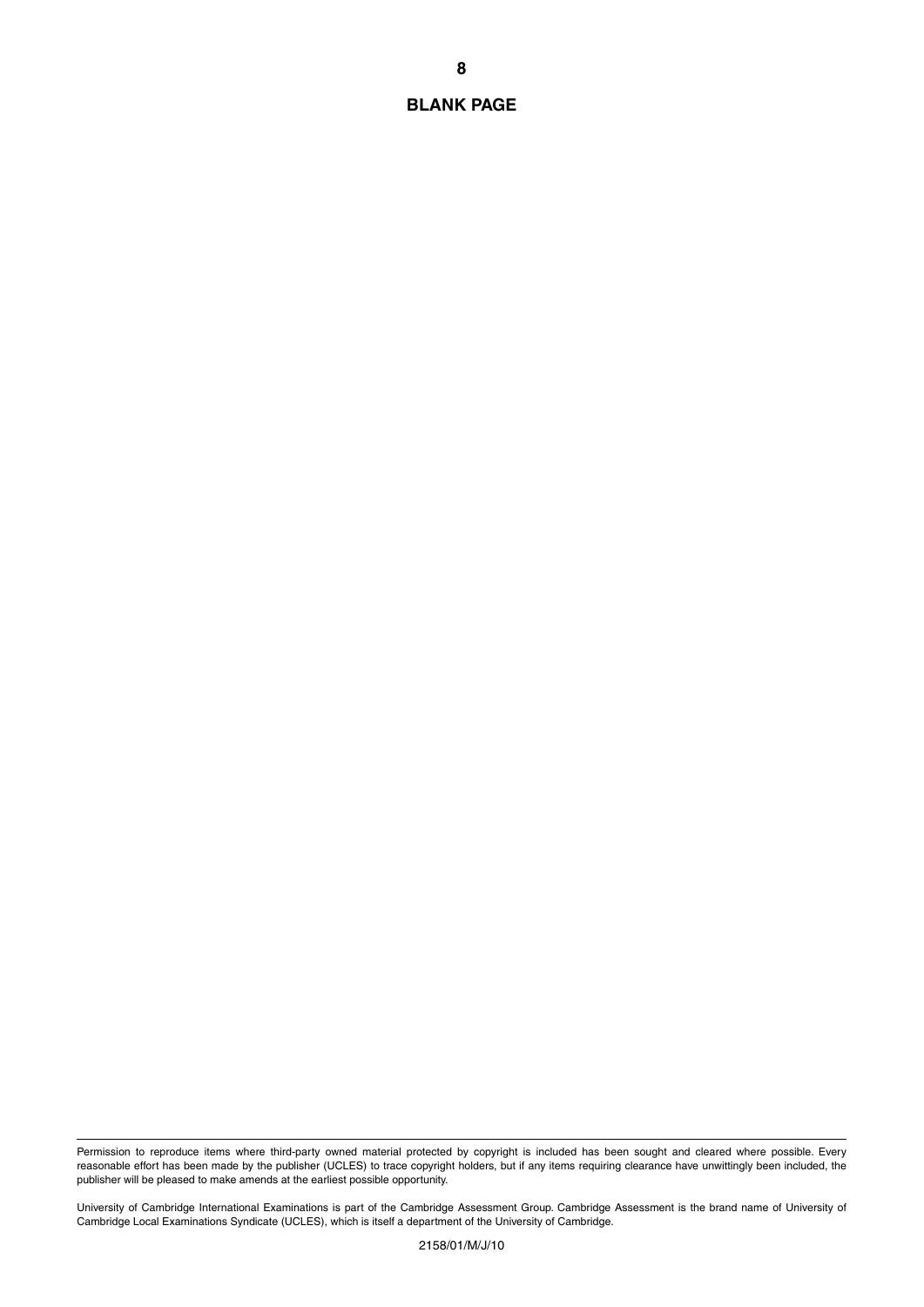**BLANK PAGE**

Permission to reproduce items where third-party owned material protected by copyright is included has been sought and cleared where possible. Every reasonable effort has been made by the publisher (UCLES) to trace copyright holders, but if any items requiring clearance have unwittingly been included, the publisher will be pleased to make amends at the earliest possible opportunity.

University of Cambridge International Examinations is part of the Cambridge Assessment Group. Cambridge Assessment is the brand name of University of Cambridge Local Examinations Syndicate (UCLES), which is itself a department of the University of Cambridge.

2158/01/M/J/10